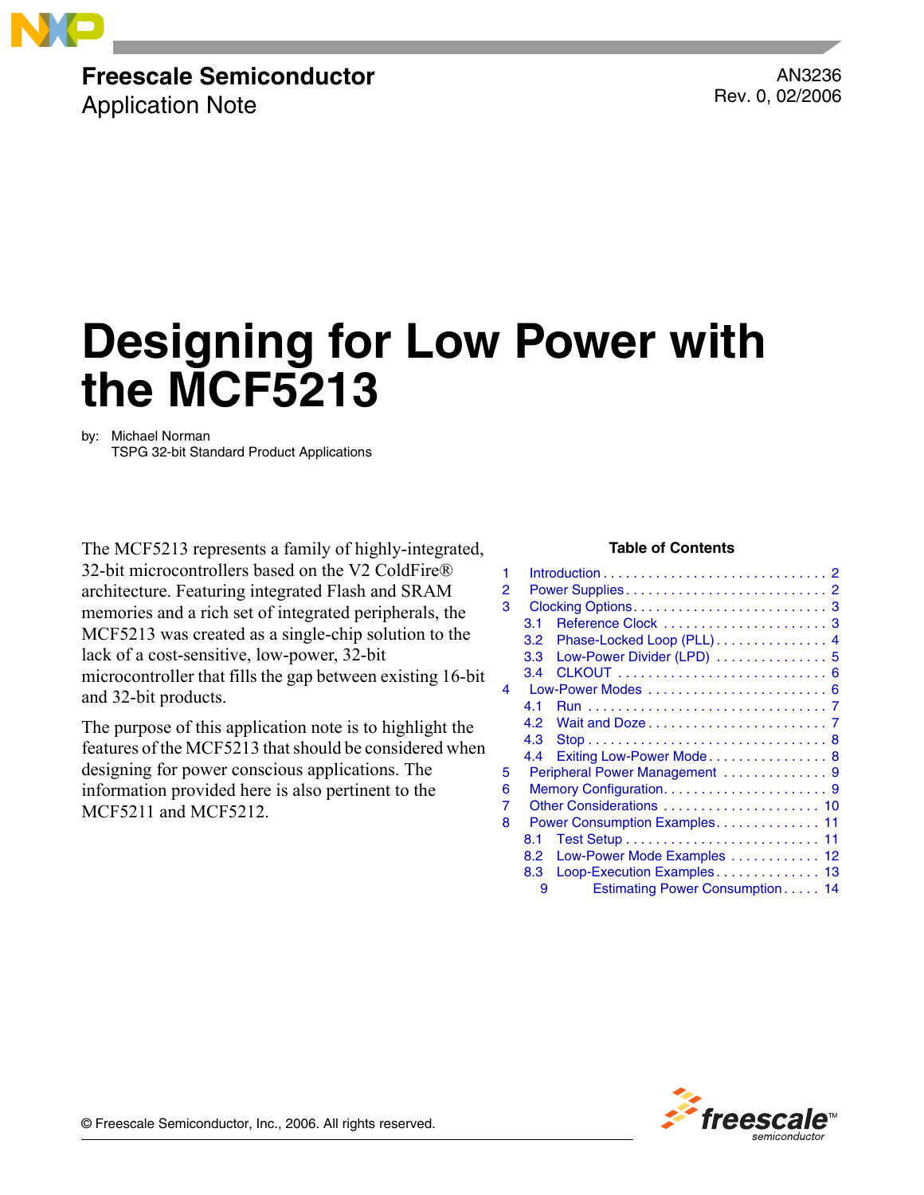**Freescale Semiconductor**
Application Note

AN3236
Rev. 0, 02/2006

# Designing for Low Power with the MCF5213

by: Michael Norman
TSPG 32-bit Standard Product Applications

The MCF5213 represents a family of highly-integrated, 32-bit microcontrollers based on the V2 ColdFire® architecture. Featuring integrated Flash and SRAM memories and a rich set of integrated peripherals, the MCF5213 was created as a single-chip solution to the lack of a cost-sensitive, low-power, 32-bit microcontroller that fills the gap between existing 16-bit and 32-bit products.

The purpose of this application note is to highlight the features of the MCF5213 that should be considered when designing for power conscious applications. The information provided here is also pertinent to the MCF5211 and MCF5212.

**Table of Contents**

1 Introduction . . . . . 2
2 Power Supplies . . . . . 2
3 Clocking Options . . . . . 3
  3.1 Reference Clock . . . . . 3
  3.2 Phase-Locked Loop (PLL) . . . . . 4
  3.3 Low-Power Divider (LPD) . . . . . 5
  3.4 CLKOUT . . . . . 6
4 Low-Power Modes . . . . . 6
  4.1 Run . . . . . 7
  4.2 Wait and Doze . . . . . 7
  4.3 Stop . . . . . 8
  4.4 Exiting Low-Power Mode . . . . . 8
5 Peripheral Power Management . . . . . 9
6 Memory Configuration . . . . . 9
7 Other Considerations . . . . . 10
8 Power Consumption Examples . . . . . 11
  8.1 Test Setup . . . . . 11
  8.2 Low-Power Mode Examples . . . . . 12
  8.3 Loop-Execution Examples . . . . . 13
9 Estimating Power Consumption . . . . . 14

© Freescale Semiconductor, Inc., 2006. All rights reserved.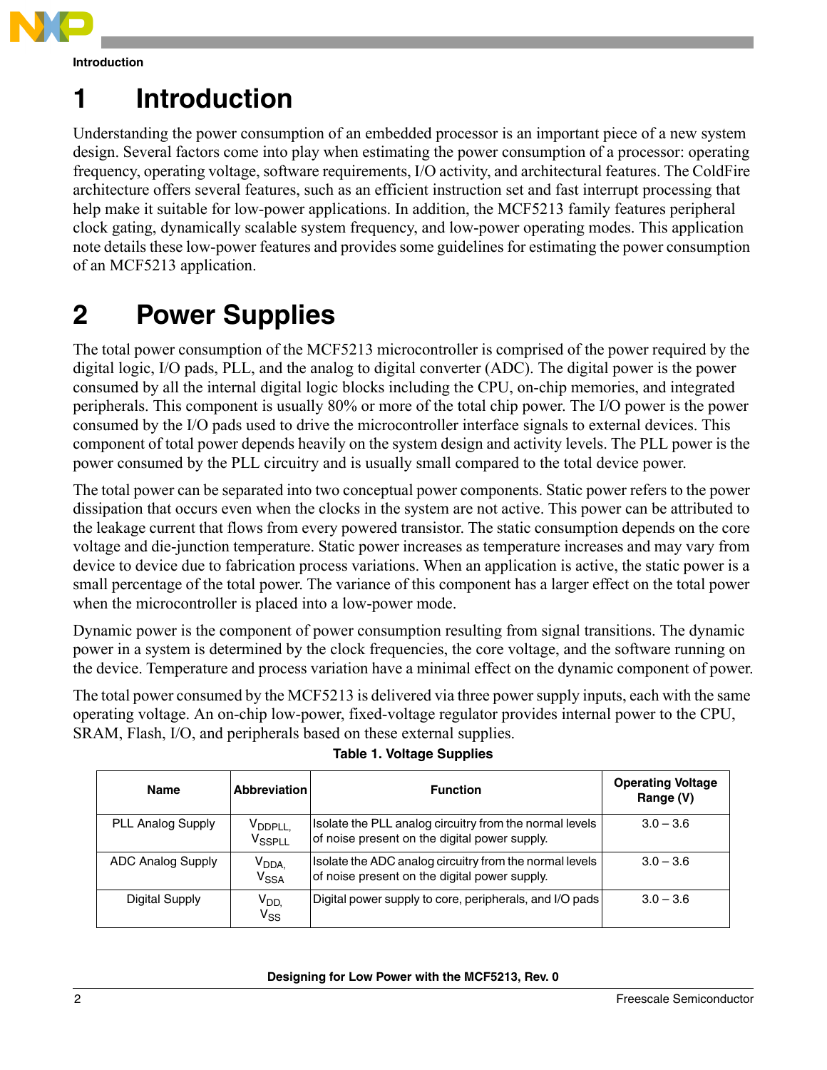# 1 Introduction

Understanding the power consumption of an embedded processor is an important piece of a new system design. Several factors come into play when estimating the power consumption of a processor: operating frequency, operating voltage, software requirements, I/O activity, and architectural features. The ColdFire architecture offers several features, such as an efficient instruction set and fast interrupt processing that help make it suitable for low-power applications. In addition, the MCF5213 family features peripheral clock gating, dynamically scalable system frequency, and low-power operating modes. This application note details these low-power features and provides some guidelines for estimating the power consumption of an MCF5213 application.

# 2 Power Supplies

The total power consumption of the MCF5213 microcontroller is comprised of the power required by the digital logic, I/O pads, PLL, and the analog to digital converter (ADC). The digital power is the power consumed by all the internal digital logic blocks including the CPU, on-chip memories, and integrated peripherals. This component is usually 80% or more of the total chip power. The I/O power is the power consumed by the I/O pads used to drive the microcontroller interface signals to external devices. This component of total power depends heavily on the system design and activity levels. The PLL power is the power consumed by the PLL circuitry and is usually small compared to the total device power.

The total power can be separated into two conceptual power components. Static power refers to the power dissipation that occurs even when the clocks in the system are not active. This power can be attributed to the leakage current that flows from every powered transistor. The static consumption depends on the core voltage and die-junction temperature. Static power increases as temperature increases and may vary from device to device due to fabrication process variations. When an application is active, the static power is a small percentage of the total power. The variance of this component has a larger effect on the total power when the microcontroller is placed into a low-power mode.

Dynamic power is the component of power consumption resulting from signal transitions. The dynamic power in a system is determined by the clock frequencies, the core voltage, and the software running on the device. Temperature and process variation have a minimal effect on the dynamic component of power.

The total power consumed by the MCF5213 is delivered via three power supply inputs, each with the same operating voltage. An on-chip low-power, fixed-voltage regulator provides internal power to the CPU, SRAM, Flash, I/O, and peripherals based on these external supplies.

**Table 1. Voltage Supplies**

| Name | Abbreviation | Function | Operating Voltage Range (V) |
|---|---|---|---|
| PLL Analog Supply | $V_{DDPLL}$, $V_{SSPLL}$ | Isolate the PLL analog circuitry from the normal levels of noise present on the digital power supply. | 3.0 – 3.6 |
| ADC Analog Supply | $V_{DDA}$, $V_{SSA}$ | Isolate the ADC analog circuitry from the normal levels of noise present on the digital power supply. | 3.0 – 3.6 |
| Digital Supply | $V_{DD}$, $V_{SS}$ | Digital power supply to core, peripherals, and I/O pads | 3.0 – 3.6 |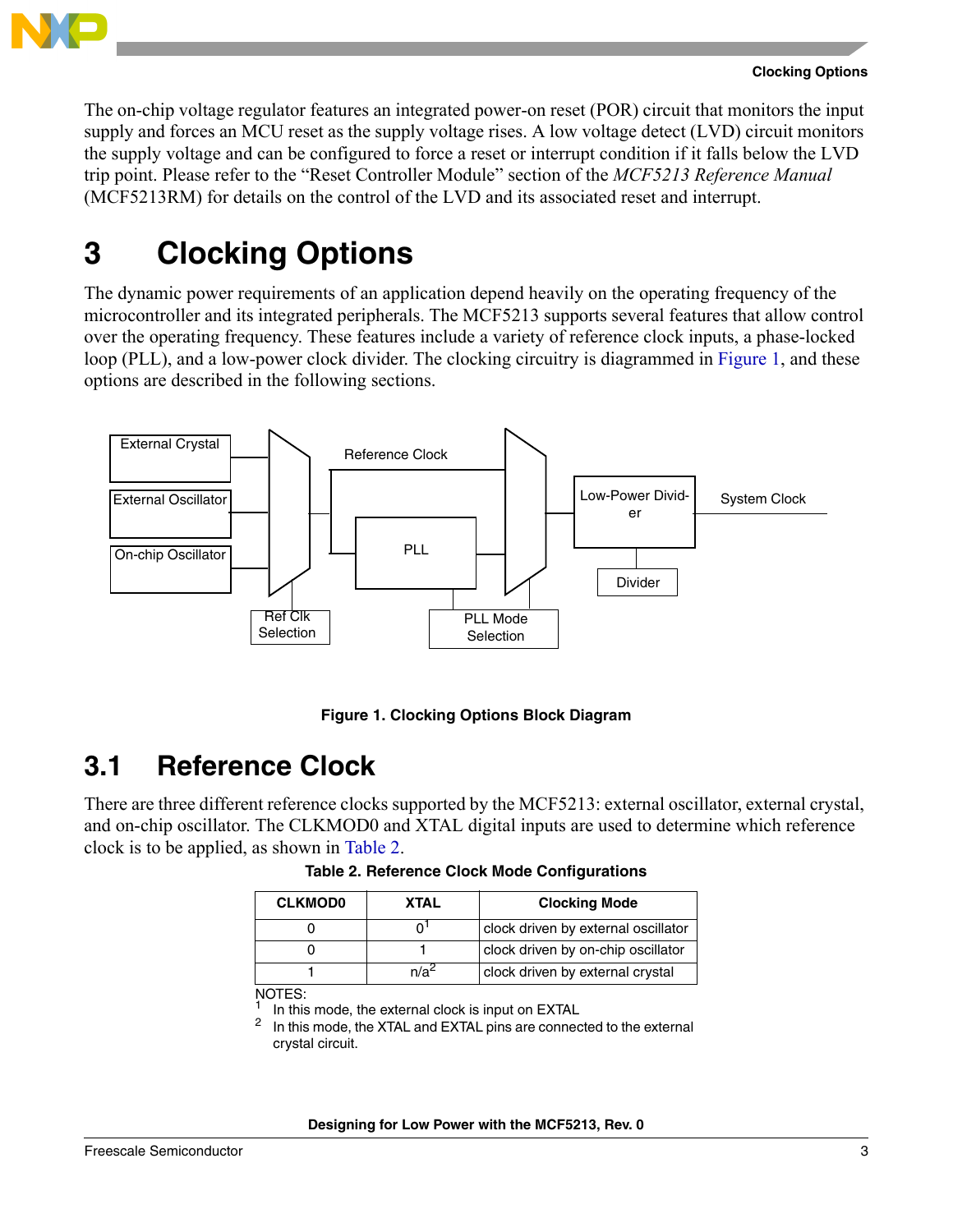The on-chip voltage regulator features an integrated power-on reset (POR) circuit that monitors the input supply and forces an MCU reset as the supply voltage rises. A low voltage detect (LVD) circuit monitors the supply voltage and can be configured to force a reset or interrupt condition if it falls below the LVD trip point. Please refer to the "Reset Controller Module" section of the *MCF5213 Reference Manual* (MCF5213RM) for details on the control of the LVD and its associated reset and interrupt.

# 3 Clocking Options

The dynamic power requirements of an application depend heavily on the operating frequency of the microcontroller and its integrated peripherals. The MCF5213 supports several features that allow control over the operating frequency. These features include a variety of reference clock inputs, a phase-locked loop (PLL), and a low-power clock divider. The clocking circuitry is diagrammed in Figure 1, and these options are described in the following sections.

**Figure 1. Clocking Options Block Diagram**

## 3.1 Reference Clock

There are three different reference clocks supported by the MCF5213: external oscillator, external crystal, and on-chip oscillator. The CLKMOD0 and XTAL digital inputs are used to determine which reference clock is to be applied, as shown in Table 2.

**Table 2. Reference Clock Mode Configurations**

| CLKMOD0 | XTAL | Clocking Mode |
|---|---|---|
| 0 | 0[1] | clock driven by external oscillator |
| 0 | 1 | clock driven by on-chip oscillator |
| 1 | n/a[2] | clock driven by external crystal |

NOTES:
[1] In this mode, the external clock is input on EXTAL
[2] In this mode, the XTAL and EXTAL pins are connected to the external crystal circuit.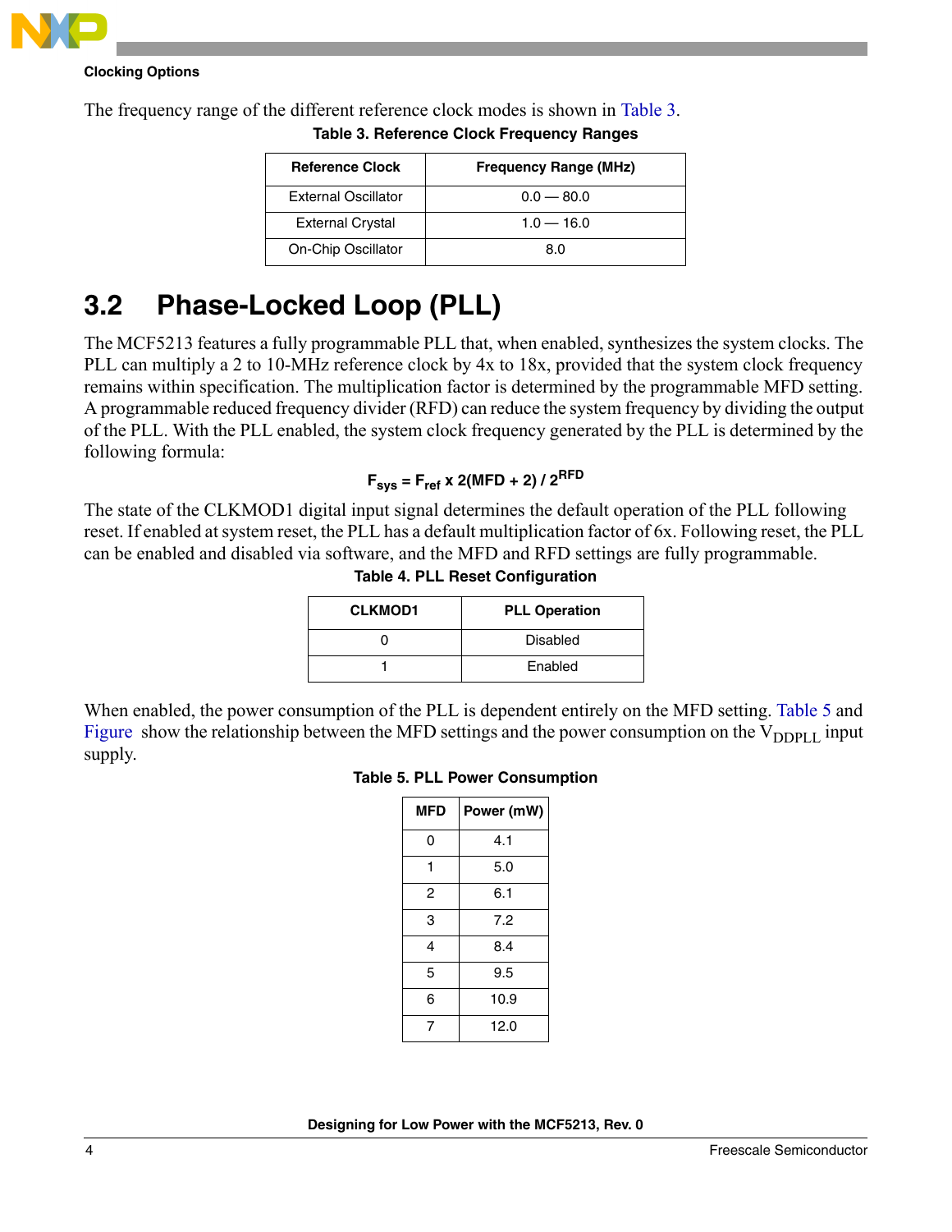The frequency range of the different reference clock modes is shown in Table 3.

**Table 3. Reference Clock Frequency Ranges**

| Reference Clock | Frequency Range (MHz) |
|---|---|
| External Oscillator | 0.0 — 80.0 |
| External Crystal | 1.0 — 16.0 |
| On-Chip Oscillator | 8.0 |

## 3.2 Phase-Locked Loop (PLL)

The MCF5213 features a fully programmable PLL that, when enabled, synthesizes the system clocks. The PLL can multiply a 2 to 10-MHz reference clock by 4x to 18x, provided that the system clock frequency remains within specification. The multiplication factor is determined by the programmable MFD setting. A programmable reduced frequency divider (RFD) can reduce the system frequency by dividing the output of the PLL. With the PLL enabled, the system clock frequency generated by the PLL is determined by the following formula:

$$F_{sys} = F_{ref} \times 2(MFD + 2) / 2^{RFD}$$

The state of the CLKMOD1 digital input signal determines the default operation of the PLL following reset. If enabled at system reset, the PLL has a default multiplication factor of 6x. Following reset, the PLL can be enabled and disabled via software, and the MFD and RFD settings are fully programmable.

**Table 4. PLL Reset Configuration**

| CLKMOD1 | PLL Operation |
|---|---|
| 0 | Disabled |
| 1 | Enabled |

When enabled, the power consumption of the PLL is dependent entirely on the MFD setting. Table 5 and Figure show the relationship between the MFD settings and the power consumption on the $V_{DDPLL}$ input supply.

**Table 5. PLL Power Consumption**

| MFD | Power (mW) |
|---|---|
| 0 | 4.1 |
| 1 | 5.0 |
| 2 | 6.1 |
| 3 | 7.2 |
| 4 | 8.4 |
| 5 | 9.5 |
| 6 | 10.9 |
| 7 | 12.0 |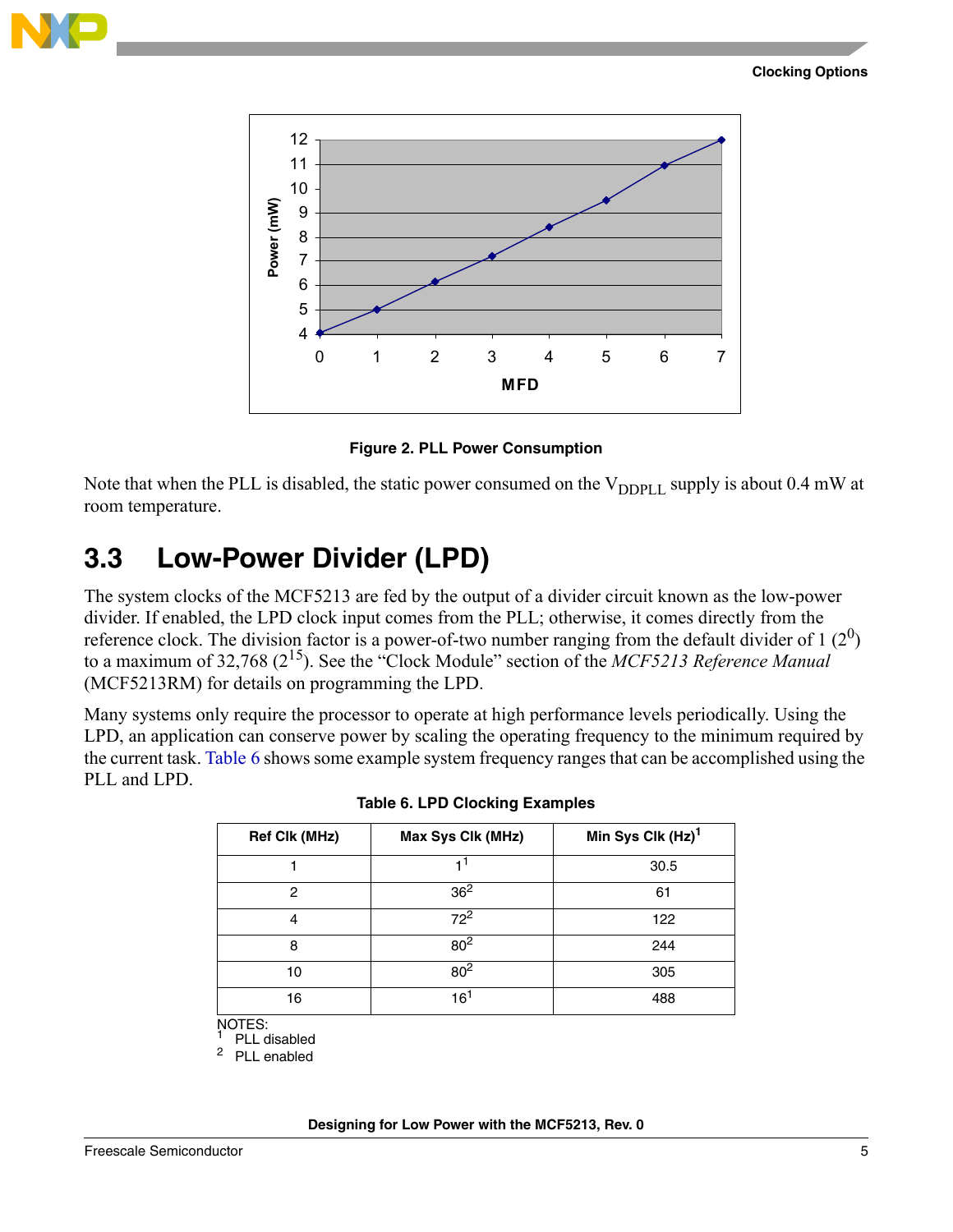Figure 2. PLL Power Consumption

Note that when the PLL is disabled, the static power consumed on the $V_{DDPLL}$ supply is about 0.4 mW at room temperature.

## 3.3 Low-Power Divider (LPD)

The system clocks of the MCF5213 are fed by the output of a divider circuit known as the low-power divider. If enabled, the LPD clock input comes from the PLL; otherwise, it comes directly from the reference clock. The division factor is a power-of-two number ranging from the default divider of 1 ($2^0$) to a maximum of 32,768 ($2^{15}$). See the “Clock Module” section of the *MCF5213 Reference Manual* (MCF5213RM) for details on programming the LPD.

Many systems only require the processor to operate at high performance levels periodically. Using the LPD, an application can conserve power by scaling the operating frequency to the minimum required by the current task. Table 6 shows some example system frequency ranges that can be accomplished using the PLL and LPD.

**Table 6. LPD Clocking Examples**

| Ref Clk (MHz) | Max Sys Clk (MHz) | Min Sys Clk (Hz)[1] |
|---|---|---|
| 1 | 1[1] | 30.5 |
| 2 | 36[2] | 61 |
| 4 | 72[2] | 122 |
| 8 | 80[2] | 244 |
| 10 | 80[2] | 305 |
| 16 | 16[1] | 488 |

NOTES:
[1] PLL disabled
[2] PLL enabled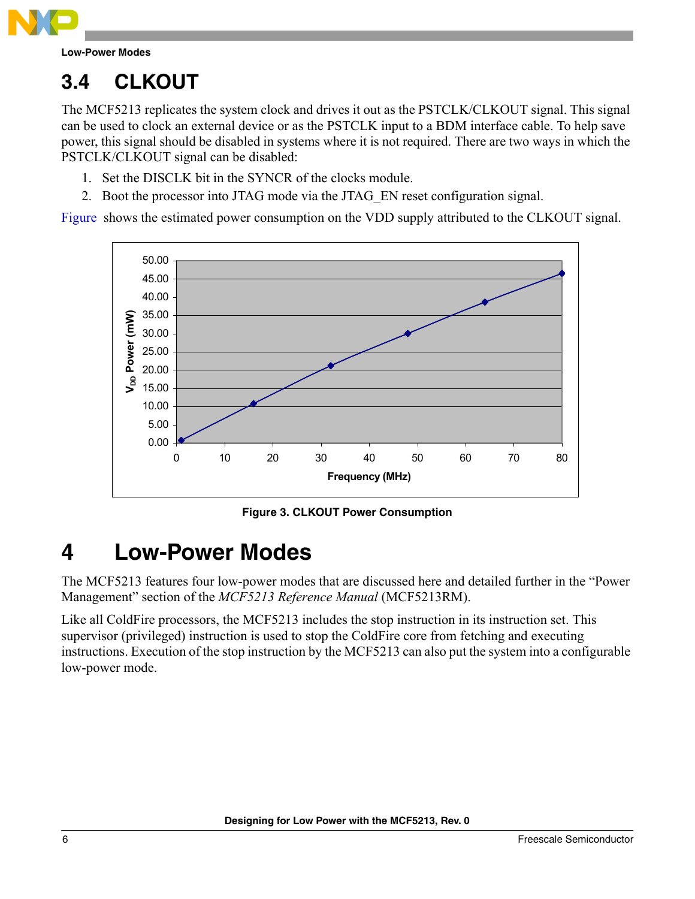## 3.4 CLKOUT

The MCF5213 replicates the system clock and drives it out as the PSTCLK/CLKOUT signal. This signal can be used to clock an external device or as the PSTCLK input to a BDM interface cable. To help save power, this signal should be disabled in systems where it is not required. There are two ways in which the PSTCLK/CLKOUT signal can be disabled:

1. Set the DISCLK bit in the SYNCR of the clocks module.
2. Boot the processor into JTAG mode via the JTAG_EN reset configuration signal.

Figure shows the estimated power consumption on the VDD supply attributed to the CLKOUT signal.

**Figure 3. CLKOUT Power Consumption**

# 4 Low-Power Modes

The MCF5213 features four low-power modes that are discussed here and detailed further in the "Power Management" section of the *MCF5213 Reference Manual* (MCF5213RM).

Like all ColdFire processors, the MCF5213 includes the stop instruction in its instruction set. This supervisor (privileged) instruction is used to stop the ColdFire core from fetching and executing instructions. Execution of the stop instruction by the MCF5213 can also put the system into a configurable low-power mode.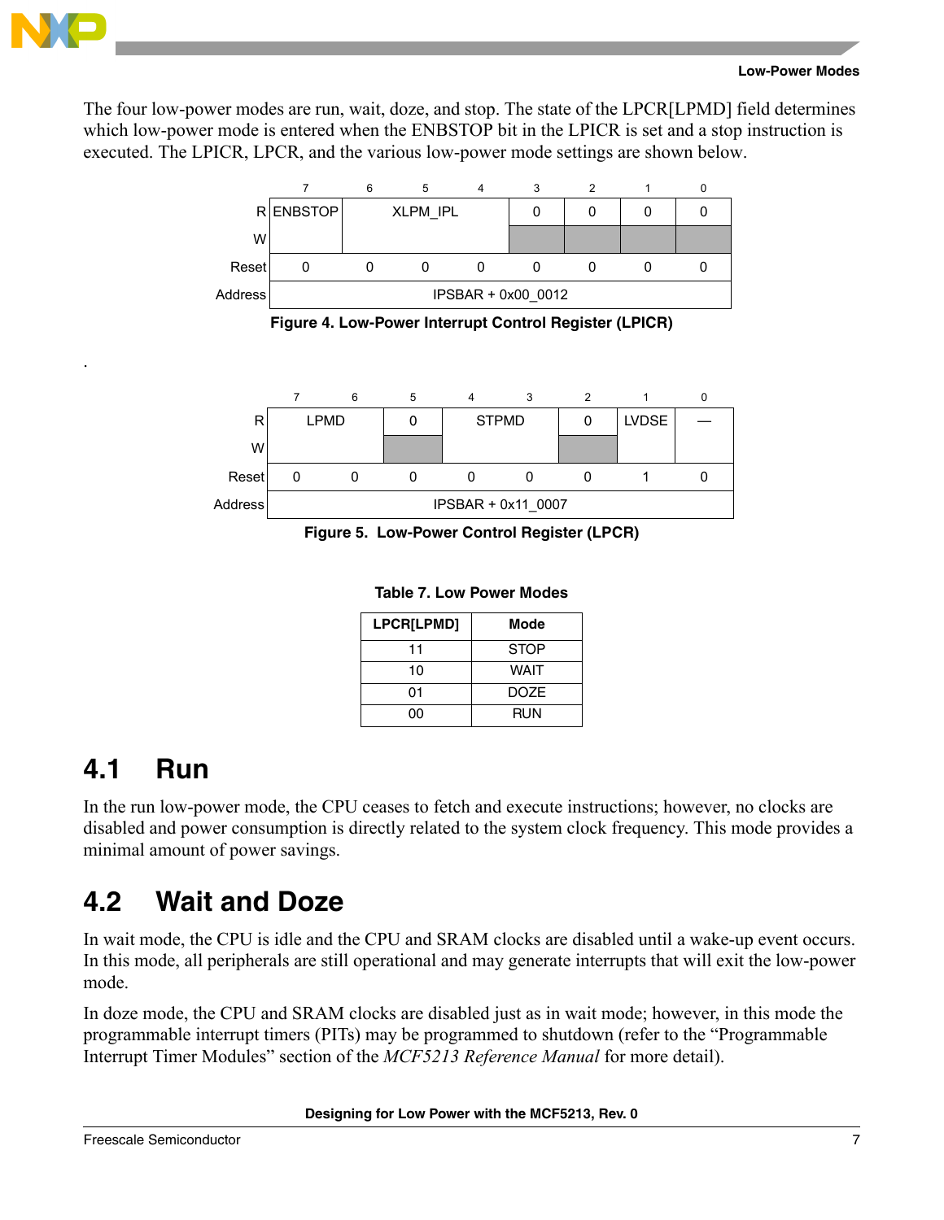The four low-power modes are run, wait, doze, and stop. The state of the LPCR[LPMD] field determines which low-power mode is entered when the ENBSTOP bit in the LPICR is set and a stop instruction is executed. The LPICR, LPCR, and the various low-power mode settings are shown below.

| | 7 | 6 | 5 | 4 | 3 | 2 | 1 | 0 |
|---|---|---|---|---|---|---|---|---|
| R | ENBSTOP | XLPM_IPL | | | 0 | 0 | 0 | 0 |
| W | | | | | | | | |
| Reset | 0 | 0 | 0 | 0 | 0 | 0 | 0 | 0 |
| Address | IPSBAR + 0x00_0012 | | | | | | | |

**Figure 4. Low-Power Interrupt Control Register (LPICR)**

| | 7 | 6 | 5 | 4 | 3 | 2 | 1 | 0 |
|---|---|---|---|---|---|---|---|---|
| R | LPMD | | 0 | STPMD | | 0 | LVDSE | — |
| W | | | | | | | | |
| Reset | 0 | 0 | 0 | 0 | 0 | 0 | 1 | 0 |
| Address | IPSBAR + 0x11_0007 | | | | | | | |

**Figure 5. Low-Power Control Register (LPCR)**

**Table 7. Low Power Modes**

| LPCR[LPMD] | Mode |
|---|---|
| 11 | STOP |
| 10 | WAIT |
| 01 | DOZE |
| 00 | RUN |

## 4.1 Run

In the run low-power mode, the CPU ceases to fetch and execute instructions; however, no clocks are disabled and power consumption is directly related to the system clock frequency. This mode provides a minimal amount of power savings.

## 4.2 Wait and Doze

In wait mode, the CPU is idle and the CPU and SRAM clocks are disabled until a wake-up event occurs. In this mode, all peripherals are still operational and may generate interrupts that will exit the low-power mode.

In doze mode, the CPU and SRAM clocks are disabled just as in wait mode; however, in this mode the programmable interrupt timers (PITs) may be programmed to shutdown (refer to the "Programmable Interrupt Timer Modules" section of the *MCF5213 Reference Manual* for more detail).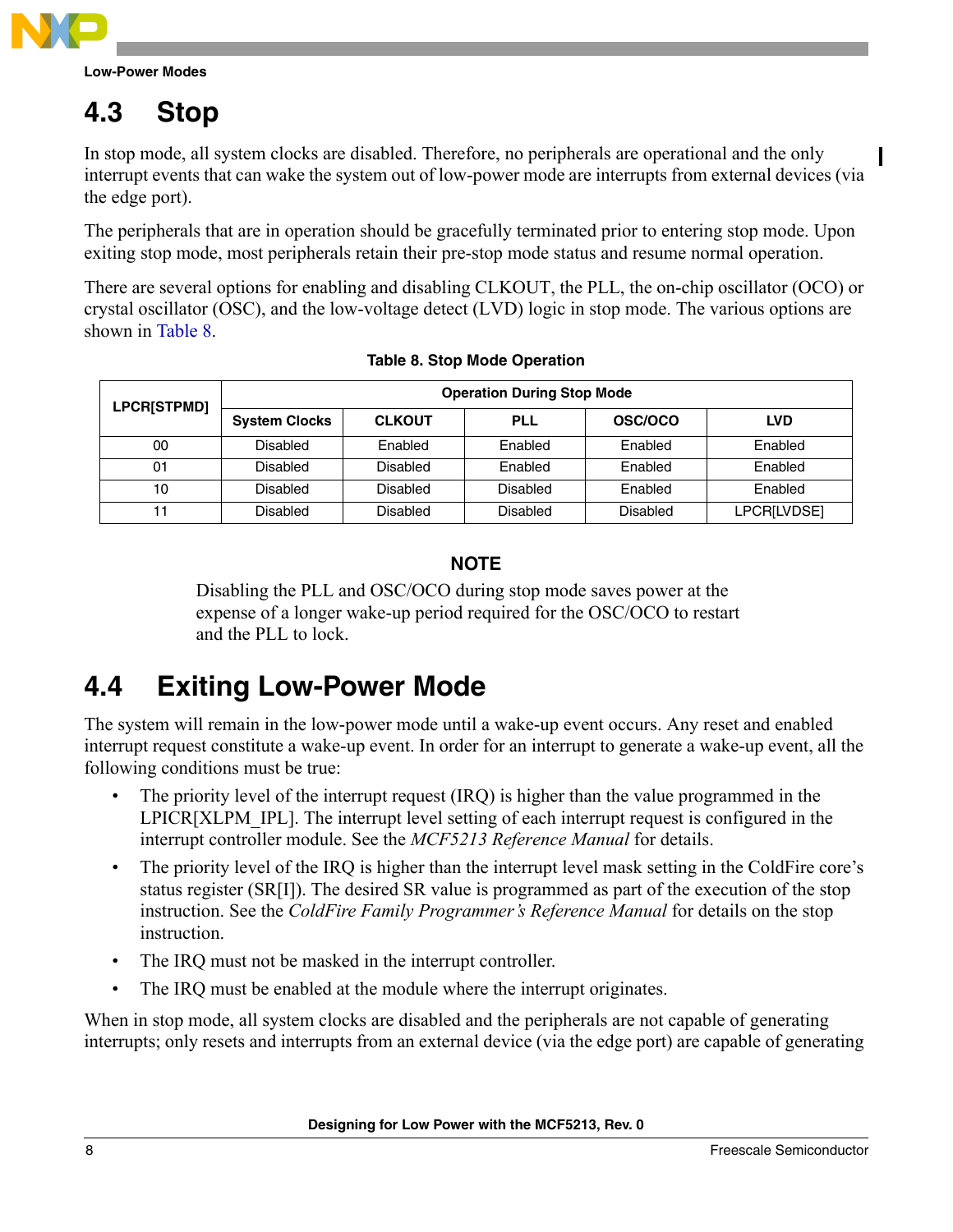## 4.3 Stop

In stop mode, all system clocks are disabled. Therefore, no peripherals are operational and the only interrupt events that can wake the system out of low-power mode are interrupts from external devices (via the edge port).

The peripherals that are in operation should be gracefully terminated prior to entering stop mode. Upon exiting stop mode, most peripherals retain their pre-stop mode status and resume normal operation.

There are several options for enabling and disabling CLKOUT, the PLL, the on-chip oscillator (OCO) or crystal oscillator (OSC), and the low-voltage detect (LVD) logic in stop mode. The various options are shown in Table 8.

**Table 8. Stop Mode Operation**

| LPCR[STPMD] | Operation During Stop Mode | | | | |
|---|---|---|---|---|---|
| | System Clocks | CLKOUT | PLL | OSC/OCO | LVD |
| 00 | Disabled | Enabled | Enabled | Enabled | Enabled |
| 01 | Disabled | Disabled | Enabled | Enabled | Enabled |
| 10 | Disabled | Disabled | Disabled | Enabled | Enabled |
| 11 | Disabled | Disabled | Disabled | Disabled | LPCR[LVDSE] |

**NOTE**

Disabling the PLL and OSC/OCO during stop mode saves power at the expense of a longer wake-up period required for the OSC/OCO to restart and the PLL to lock.

## 4.4 Exiting Low-Power Mode

The system will remain in the low-power mode until a wake-up event occurs. Any reset and enabled interrupt request constitute a wake-up event. In order for an interrupt to generate a wake-up event, all the following conditions must be true:

- The priority level of the interrupt request (IRQ) is higher than the value programmed in the LPICR[XLPM_IPL]. The interrupt level setting of each interrupt request is configured in the interrupt controller module. See the *MCF5213 Reference Manual* for details.
- The priority level of the IRQ is higher than the interrupt level mask setting in the ColdFire core's status register (SR[I]). The desired SR value is programmed as part of the execution of the stop instruction. See the *ColdFire Family Programmer's Reference Manual* for details on the stop instruction.
- The IRQ must not be masked in the interrupt controller.
- The IRQ must be enabled at the module where the interrupt originates.

When in stop mode, all system clocks are disabled and the peripherals are not capable of generating interrupts; only resets and interrupts from an external device (via the edge port) are capable of generating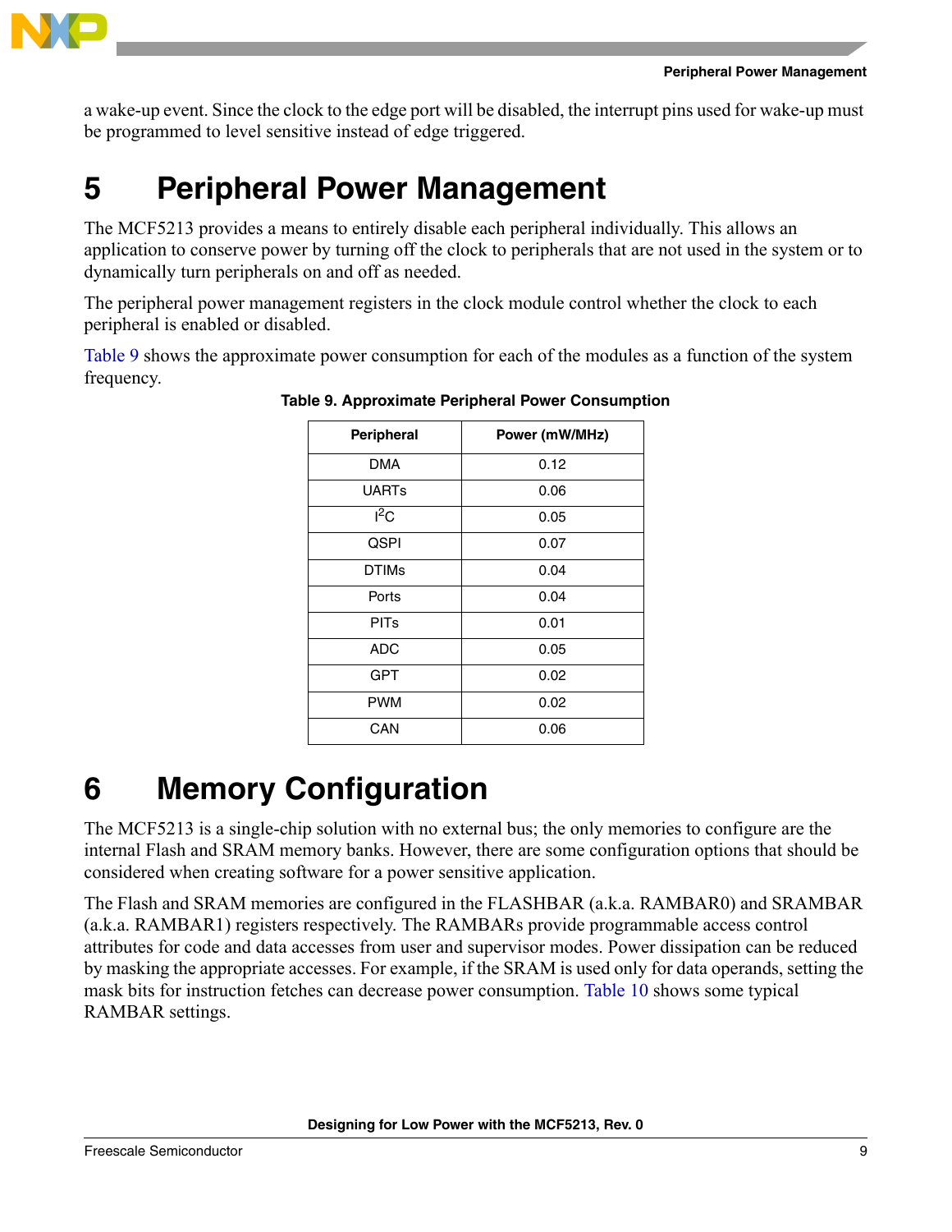a wake-up event. Since the clock to the edge port will be disabled, the interrupt pins used for wake-up must be programmed to level sensitive instead of edge triggered.

# 5 Peripheral Power Management

The MCF5213 provides a means to entirely disable each peripheral individually. This allows an application to conserve power by turning off the clock to peripherals that are not used in the system or to dynamically turn peripherals on and off as needed.

The peripheral power management registers in the clock module control whether the clock to each peripheral is enabled or disabled.

Table 9 shows the approximate power consumption for each of the modules as a function of the system frequency.

**Table 9. Approximate Peripheral Power Consumption**

| Peripheral | Power (mW/MHz) |
|---|---|
| DMA | 0.12 |
| UARTs | 0.06 |
| $I^2C$ | 0.05 |
| QSPI | 0.07 |
| DTIMs | 0.04 |
| Ports | 0.04 |
| PITs | 0.01 |
| ADC | 0.05 |
| GPT | 0.02 |
| PWM | 0.02 |
| CAN | 0.06 |

# 6 Memory Configuration

The MCF5213 is a single-chip solution with no external bus; the only memories to configure are the internal Flash and SRAM memory banks. However, there are some configuration options that should be considered when creating software for a power sensitive application.

The Flash and SRAM memories are configured in the FLASHBAR (a.k.a. RAMBAR0) and SRAMBAR (a.k.a. RAMBAR1) registers respectively. The RAMBARs provide programmable access control attributes for code and data accesses from user and supervisor modes. Power dissipation can be reduced by masking the appropriate accesses. For example, if the SRAM is used only for data operands, setting the mask bits for instruction fetches can decrease power consumption. Table 10 shows some typical RAMBAR settings.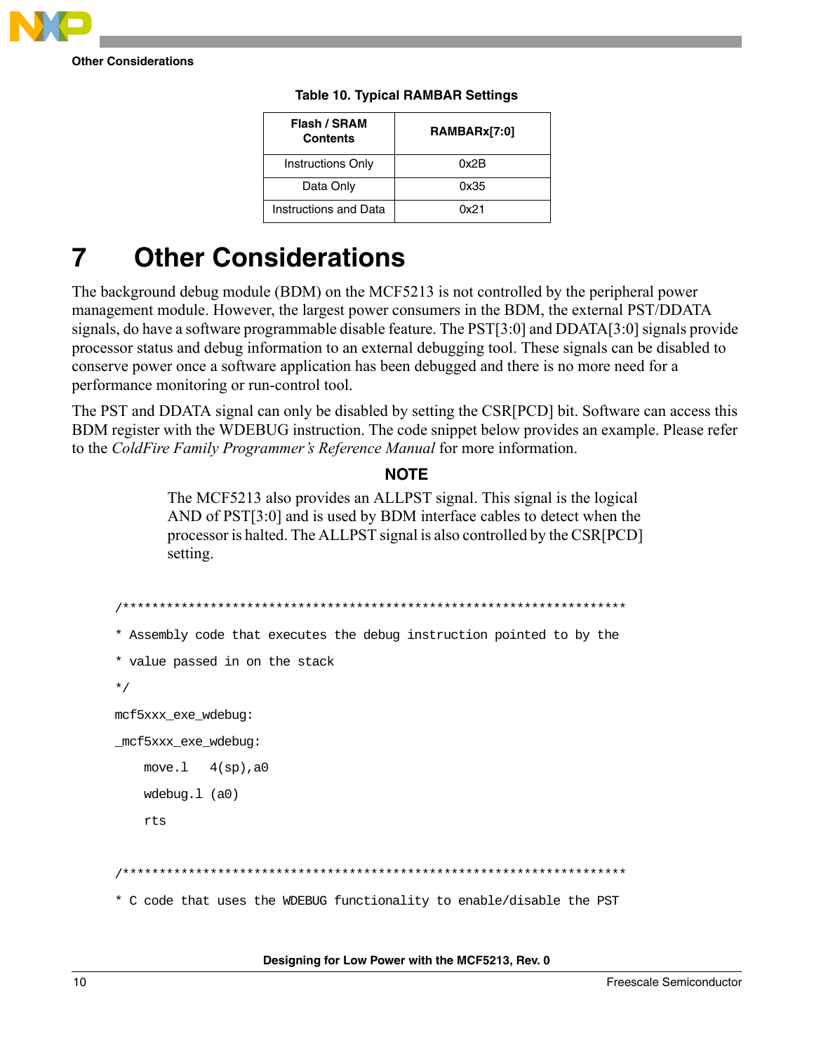Table 10. Typical RAMBAR Settings

| Flash / SRAM Contents | RAMBARx[7:0] |
| --- | --- |
| Instructions Only | 0x2B |
| Data Only | 0x35 |
| Instructions and Data | 0x21 |

# 7 Other Considerations

The background debug module (BDM) on the MCF5213 is not controlled by the peripheral power management module. However, the largest power consumers in the BDM, the external PST/DDATA signals, do have a software programmable disable feature. The PST[3:0] and DDATA[3:0] signals provide processor status and debug information to an external debugging tool. These signals can be disabled to conserve power once a software application has been debugged and there is no more need for a performance monitoring or run-control tool.

The PST and DDATA signal can only be disabled by setting the CSR[PCD] bit. Software can access this BDM register with the WDEBUG instruction. The code snippet below provides an example. Please refer to the *ColdFire Family Programmer's Reference Manual* for more information.

**NOTE**

The MCF5213 also provides an ALLPST signal. This signal is the logical AND of PST[3:0] and is used by BDM interface cables to detect when the processor is halted. The ALLPST signal is also controlled by the CSR[PCD] setting.

```
/***********************************************************************
* Assembly code that executes the debug instruction pointed to by the
* value passed in on the stack
*/
mcf5xxx_exe_wdebug:
_mcf5xxx_exe_wdebug:
    move.l   4(sp),a0
    wdebug.l (a0)
    rts

/***********************************************************************
* C code that uses the WDEBUG functionality to enable/disable the PST
```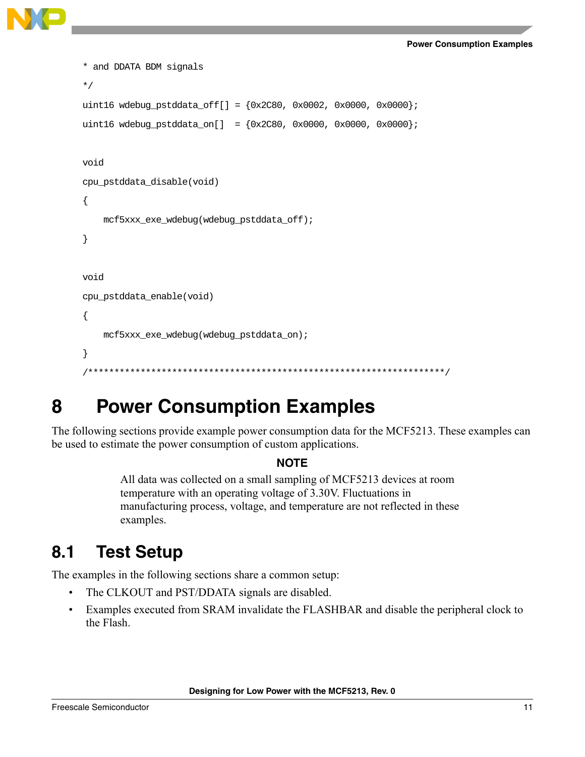```
 * and DDATA BDM signals
 */
uint16 wdebug_pstddata_off[] = {0x2C80, 0x0002, 0x0000, 0x0000};
uint16 wdebug_pstddata_on[]  = {0x2C80, 0x0000, 0x0000, 0x0000};

void
cpu_pstddata_disable(void)
{
    mcf5xxx_exe_wdebug(wdebug_pstddata_off);
}

void
cpu_pstddata_enable(void)
{
    mcf5xxx_exe_wdebug(wdebug_pstddata_on);
}
/********************************************************************/
```

# 8 Power Consumption Examples

The following sections provide example power consumption data for the MCF5213. These examples can be used to estimate the power consumption of custom applications.

**NOTE**

All data was collected on a small sampling of MCF5213 devices at room temperature with an operating voltage of 3.30V. Fluctuations in manufacturing process, voltage, and temperature are not reflected in these examples.

## 8.1 Test Setup

The examples in the following sections share a common setup:

- The CLKOUT and PST/DDATA signals are disabled.
- Examples executed from SRAM invalidate the FLASHBAR and disable the peripheral clock to the Flash.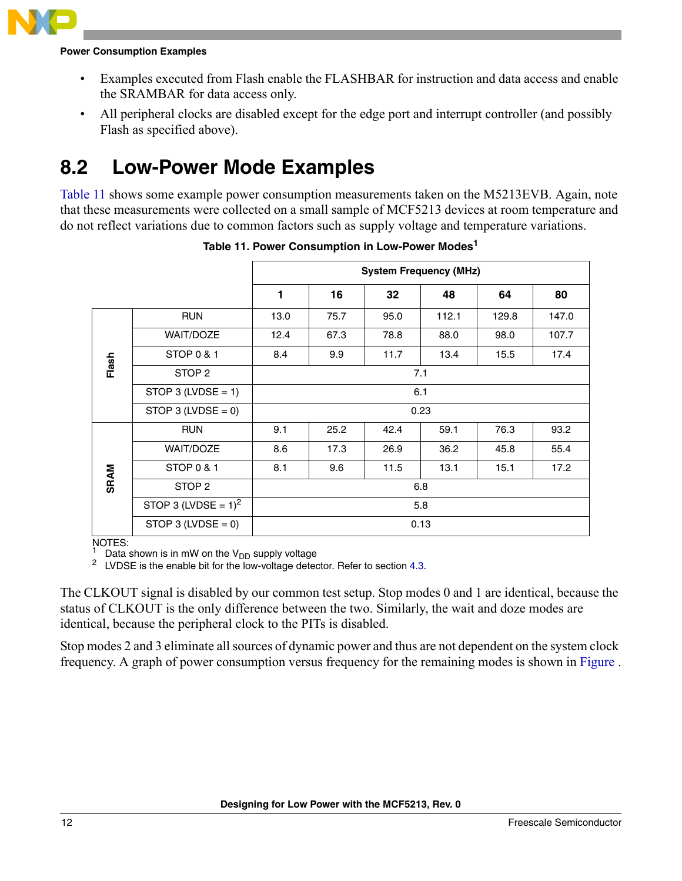- Examples executed from Flash enable the FLASHBAR for instruction and data access and enable the SRAMBAR for data access only.
- All peripheral clocks are disabled except for the edge port and interrupt controller (and possibly Flash as specified above).

## 8.2 Low-Power Mode Examples

Table 11 shows some example power consumption measurements taken on the M5213EVB. Again, note that these measurements were collected on a small sample of MCF5213 devices at room temperature and do not reflect variations due to common factors such as supply voltage and temperature variations.

**Table 11. Power Consumption in Low-Power Modes[1]**

| | | System Frequency (MHz) | | | | | |
|---|---|---|---|---|---|---|---|
| | | 1 | 16 | 32 | 48 | 64 | 80 |
| Flash | RUN | 13.0 | 75.7 | 95.0 | 112.1 | 129.8 | 147.0 |
| | WAIT/DOZE | 12.4 | 67.3 | 78.8 | 88.0 | 98.0 | 107.7 |
| | STOP 0 & 1 | 8.4 | 9.9 | 11.7 | 13.4 | 15.5 | 17.4 |
| | STOP 2 | 7.1 | | | | | |
| | STOP 3 (LVDSE = 1) | 6.1 | | | | | |
| | STOP 3 (LVDSE = 0) | 0.23 | | | | | |
| SRAM | RUN | 9.1 | 25.2 | 42.4 | 59.1 | 76.3 | 93.2 |
| | WAIT/DOZE | 8.6 | 17.3 | 26.9 | 36.2 | 45.8 | 55.4 |
| | STOP 0 & 1 | 8.1 | 9.6 | 11.5 | 13.1 | 15.1 | 17.2 |
| | STOP 2 | 6.8 | | | | | |
| | STOP 3 (LVDSE = 1)[2] | 5.8 | | | | | |
| | STOP 3 (LVDSE = 0) | 0.13 | | | | | |

NOTES:
1 Data shown is in mW on the $V_{DD}$ supply voltage
2 LVDSE is the enable bit for the low-voltage detector. Refer to section 4.3.

The CLKOUT signal is disabled by our common test setup. Stop modes 0 and 1 are identical, because the status of CLKOUT is the only difference between the two. Similarly, the wait and doze modes are identical, because the peripheral clock to the PITs is disabled.

Stop modes 2 and 3 eliminate all sources of dynamic power and thus are not dependent on the system clock frequency. A graph of power consumption versus frequency for the remaining modes is shown in Figure .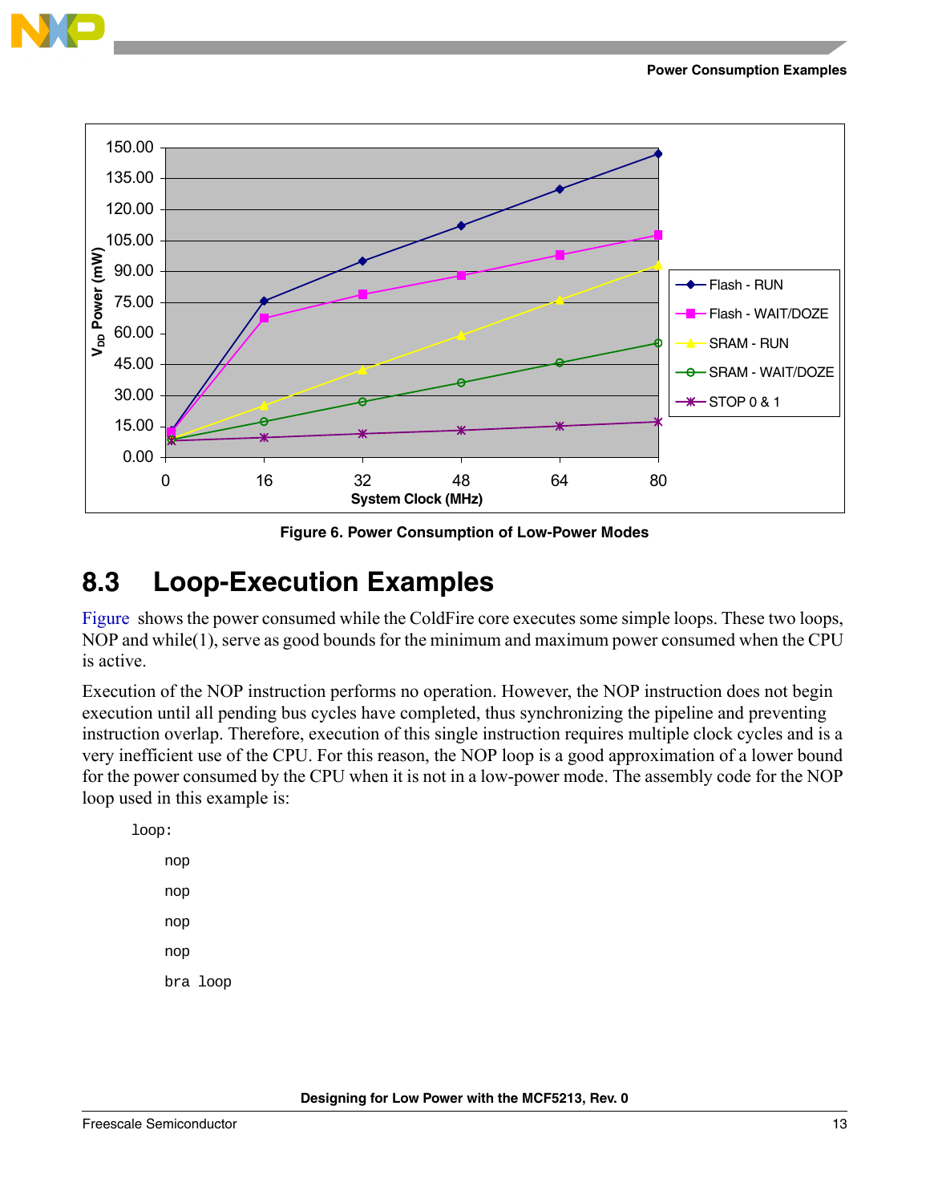Figure 6. Power Consumption of Low-Power Modes

## 8.3 Loop-Execution Examples

Figure shows the power consumed while the ColdFire core executes some simple loops. These two loops, NOP and while(1), serve as good bounds for the minimum and maximum power consumed when the CPU is active.

Execution of the NOP instruction performs no operation. However, the NOP instruction does not begin execution until all pending bus cycles have completed, thus synchronizing the pipeline and preventing instruction overlap. Therefore, execution of this single instruction requires multiple clock cycles and is a very inefficient use of the CPU. For this reason, the NOP loop is a good approximation of a lower bound for the power consumed by the CPU when it is not in a low-power mode. The assembly code for the NOP loop used in this example is:

```
loop:
    nop
    nop
    nop
    nop
    bra loop
```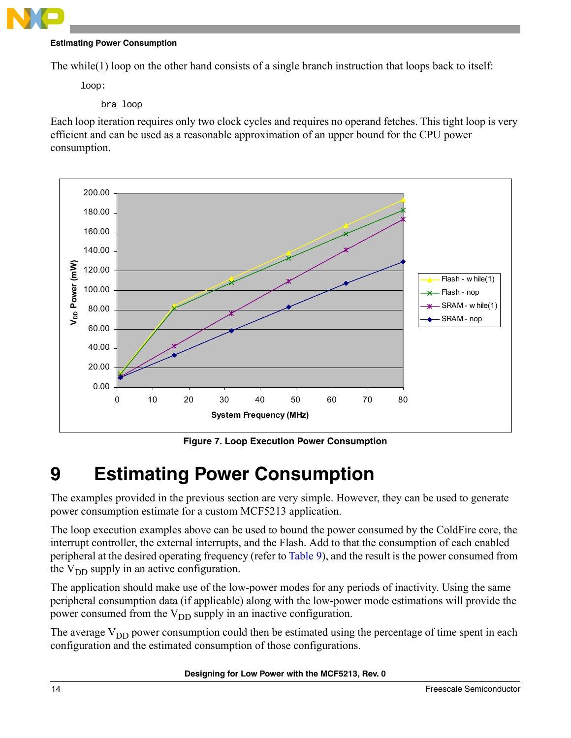The while(1) loop on the other hand consists of a single branch instruction that loops back to itself:

```
loop:
    bra loop
```

Each loop iteration requires only two clock cycles and requires no operand fetches. This tight loop is very efficient and can be used as a reasonable approximation of an upper bound for the CPU power consumption.

**Figure 7. Loop Execution Power Consumption**

# 9 Estimating Power Consumption

The examples provided in the previous section are very simple. However, they can be used to generate power consumption estimate for a custom MCF5213 application.

The loop execution examples above can be used to bound the power consumed by the ColdFire core, the interrupt controller, the external interrupts, and the Flash. Add to that the consumption of each enabled peripheral at the desired operating frequency (refer to Table 9), and the result is the power consumed from the $V_{DD}$ supply in an active configuration.

The application should make use of the low-power modes for any periods of inactivity. Using the same peripheral consumption data (if applicable) along with the low-power mode estimations will provide the power consumed from the $V_{DD}$ supply in an inactive configuration.

The average $V_{DD}$ power consumption could then be estimated using the percentage of time spent in each configuration and the estimated consumption of those configurations.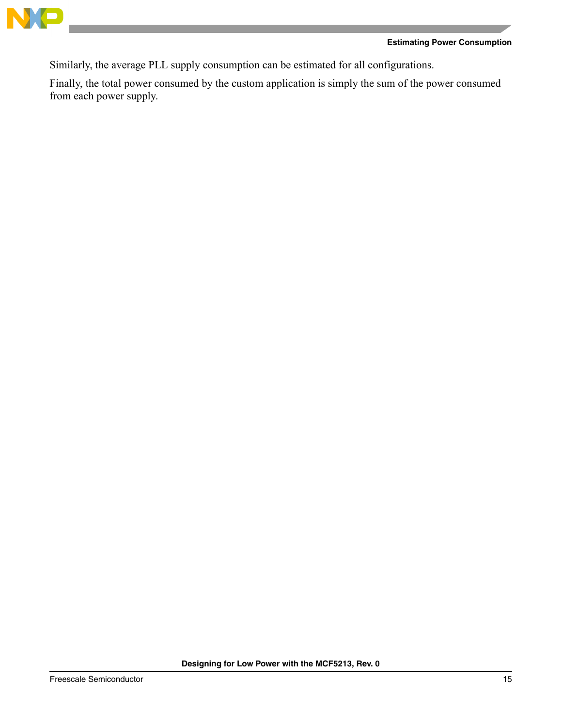Similarly, the average PLL supply consumption can be estimated for all configurations.

Finally, the total power consumed by the custom application is simply the sum of the power consumed from each power supply.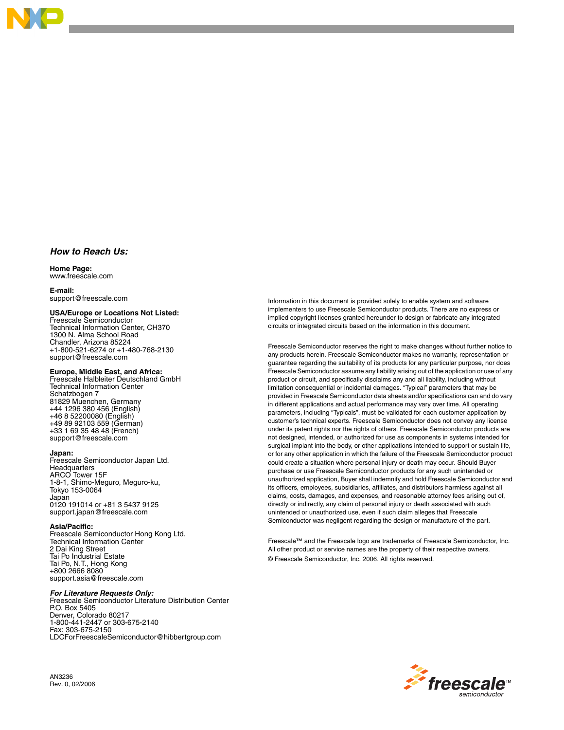### *How to Reach Us:*

**Home Page:**
www.freescale.com

**E-mail:**
support@freescale.com

**USA/Europe or Locations Not Listed:**
Freescale Semiconductor
Technical Information Center, CH370
1300 N. Alma School Road
Chandler, Arizona 85224
+1-800-521-6274 or +1-480-768-2130
support@freescale.com

**Europe, Middle East, and Africa:**
Freescale Halbleiter Deutschland GmbH
Technical Information Center
Schatzbogen 7
81829 Muenchen, Germany
+44 1296 380 456 (English)
+46 8 52200080 (English)
+49 89 92103 559 (German)
+33 1 69 35 48 48 (French)
support@freescale.com

**Japan:**
Freescale Semiconductor Japan Ltd.
Headquarters
ARCO Tower 15F
1-8-1, Shimo-Meguro, Meguro-ku,
Tokyo 153-0064
Japan
0120 191014 or +81 3 5437 9125
support.japan@freescale.com

**Asia/Pacific:**
Freescale Semiconductor Hong Kong Ltd.
Technical Information Center
2 Dai King Street
Tai Po Industrial Estate
Tai Po, N.T., Hong Kong
+800 2666 8080
support.asia@freescale.com

***For Literature Requests Only:***
Freescale Semiconductor Literature Distribution Center
P.O. Box 5405
Denver, Colorado 80217
1-800-441-2447 or 303-675-2140
Fax: 303-675-2150
LDCForFreescaleSemiconductor@hibbertgroup.com

Information in this document is provided solely to enable system and software implementers to use Freescale Semiconductor products. There are no express or implied copyright licenses granted hereunder to design or fabricate any integrated circuits or integrated circuits based on the information in this document.

Freescale Semiconductor reserves the right to make changes without further notice to any products herein. Freescale Semiconductor makes no warranty, representation or guarantee regarding the suitability of its products for any particular purpose, nor does Freescale Semiconductor assume any liability arising out of the application or use of any product or circuit, and specifically disclaims any and all liability, including without limitation consequential or incidental damages. “Typical” parameters that may be provided in Freescale Semiconductor data sheets and/or specifications can and do vary in different applications and actual performance may vary over time. All operating parameters, including “Typicals”, must be validated for each customer application by customer’s technical experts. Freescale Semiconductor does not convey any license under its patent rights nor the rights of others. Freescale Semiconductor products are not designed, intended, or authorized for use as components in systems intended for surgical implant into the body, or other applications intended to support or sustain life, or for any other application in which the failure of the Freescale Semiconductor product could create a situation where personal injury or death may occur. Should Buyer purchase or use Freescale Semiconductor products for any such unintended or unauthorized application, Buyer shall indemnify and hold Freescale Semiconductor and its officers, employees, subsidiaries, affiliates, and distributors harmless against all claims, costs, damages, and expenses, and reasonable attorney fees arising out of, directly or indirectly, any claim of personal injury or death associated with such unintended or unauthorized use, even if such claim alleges that Freescale Semiconductor was negligent regarding the design or manufacture of the part.

Freescale™ and the Freescale logo are trademarks of Freescale Semiconductor, Inc. All other product or service names are the property of their respective owners.
© Freescale Semiconductor, Inc. 2006. All rights reserved.

AN3236
Rev. 0, 02/2006